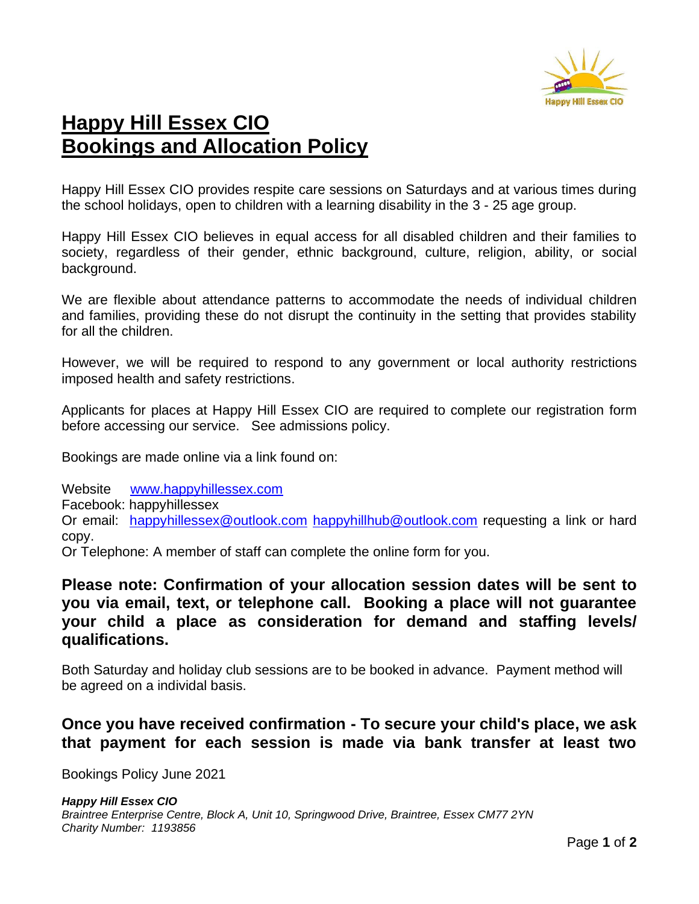# Happy Hill Essex CIO
# Bookings and Allocation Policy

Happy Hill Essex CIO provides respite care sessions on Saturdays and at various times during the school holidays, open to children with a learning disability in the 3 - 25 age group.

Happy Hill Essex CIO believes in equal access for all disabled children and their families to society, regardless of their gender, ethnic background, culture, religion, ability, or social background.

We are flexible about attendance patterns to accommodate the needs of individual children and families, providing these do not disrupt the continuity in the setting that provides stability for all the children.

However, we will be required to respond to any government or local authority restrictions imposed health and safety restrictions.

Applicants for places at Happy Hill Essex CIO are required to complete our registration form before accessing our service. See admissions policy.

Bookings are made online via a link found on:

Website [www.happyhillessex.com](http://www.happyhillessex.com)
Facebook: happyhillessex
Or email: [happyhillessex@outlook.com](mailto:happyhillessex@outlook.com) [happyhillhub@outlook.com](mailto:happyhillhub@outlook.com) requesting a link or hard copy.
Or Telephone: A member of staff can complete the online form for you.

**Please note: Confirmation of your allocation session dates will be sent to you via email, text, or telephone call. Booking a place will not guarantee your child a place as consideration for demand and staffing levels/ qualifications.**

Both Saturday and holiday club sessions are to be booked in advance. Payment method will be agreed on a individal basis.

**Once you have received confirmation - To secure your child's place, we ask that payment for each session is made via bank transfer at least two**

Bookings Policy June 2021

***Happy Hill Essex CIO***
*Braintree Enterprise Centre, Block A, Unit 10, Springwood Drive, Braintree, Essex CM77 2YN*
*Charity Number: 1193856*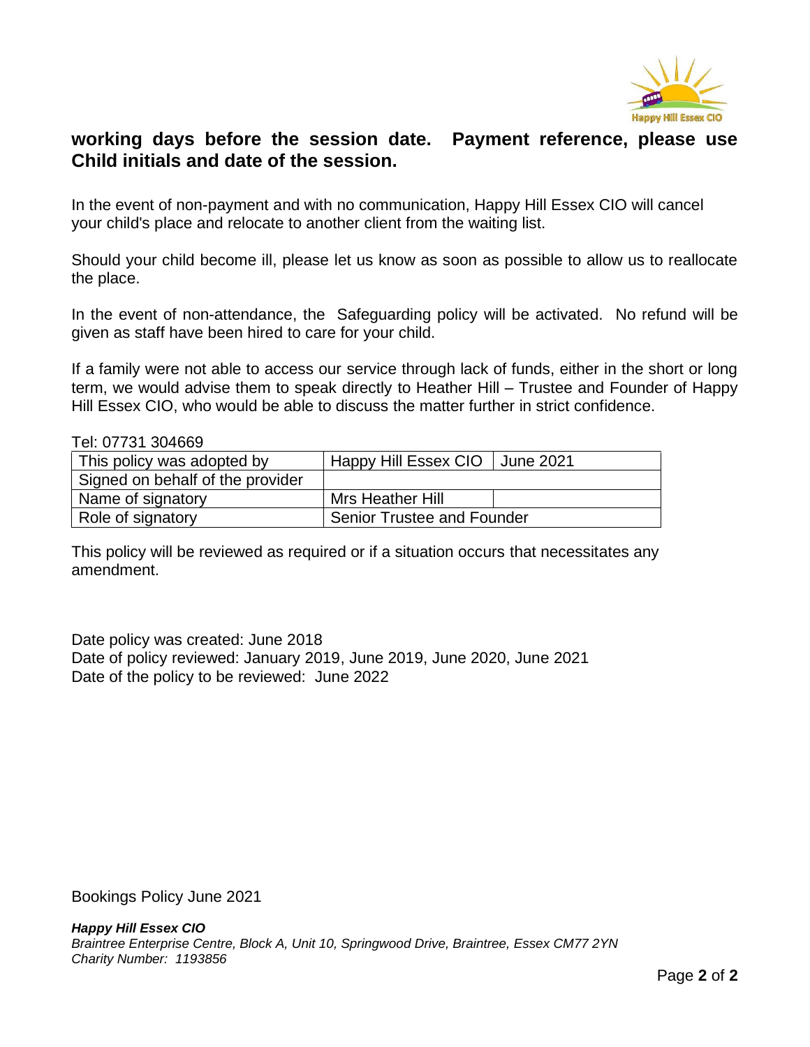**working days before the session date. Payment reference, please use Child initials and date of the session.**

In the event of non-payment and with no communication, Happy Hill Essex CIO will cancel your child's place and relocate to another client from the waiting list.

Should your child become ill, please let us know as soon as possible to allow us to reallocate the place.

In the event of non-attendance, the Safeguarding policy will be activated. No refund will be given as staff have been hired to care for your child.

If a family were not able to access our service through lack of funds, either in the short or long term, we would advise them to speak directly to Heather Hill – Trustee and Founder of Happy Hill Essex CIO, who would be able to discuss the matter further in strict confidence.

Tel: 07731 304669

| | | |
|---|---|---|
| This policy was adopted by | Happy Hill Essex CIO | June 2021 |
| Signed on behalf of the provider | | |
| Name of signatory | Mrs Heather Hill | |
| Role of signatory | Senior Trustee and Founder | |

This policy will be reviewed as required or if a situation occurs that necessitates any amendment.

Date policy was created: June 2018
Date of policy reviewed: January 2019, June 2019, June 2020, June 2021
Date of the policy to be reviewed: June 2022

Bookings Policy June 2021

***Happy Hill Essex CIO***
*Braintree Enterprise Centre, Block A, Unit 10, Springwood Drive, Braintree, Essex CM77 2YN*
*Charity Number: 1193856*